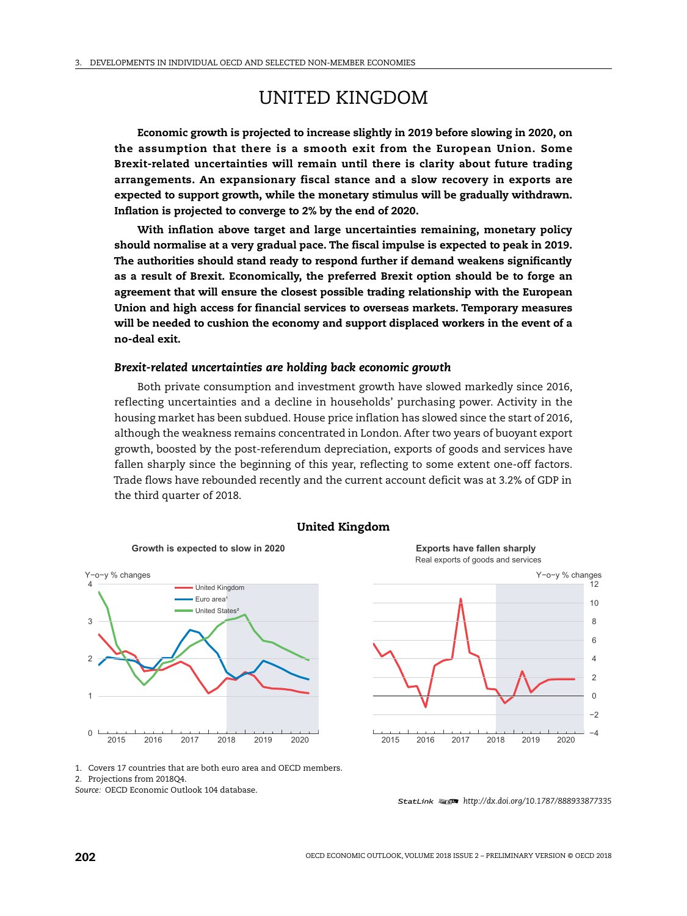# UNITED KINGDOM

**Economic growth is projected to increase slightly in 2019 before slowing in 2020, on the assumption that there is a smooth exit from the European Union. Some Brexit-related uncertainties will remain until there is clarity about future trading arrangements. An expansionary fiscal stance and a slow recovery in exports are expected to support growth, while the monetary stimulus will be gradually withdrawn. Inflation is projected to converge to 2% by the end of 2020.**

**With inflation above target and large uncertainties remaining, monetary policy should normalise at a very gradual pace. The fiscal impulse is expected to peak in 2019. The authorities should stand ready to respond further if demand weakens significantly as a result of Brexit. Economically, the preferred Brexit option should be to forge an agreement that will ensure the closest possible trading relationship with the European Union and high access for financial services to overseas markets. Temporary measures will be needed to cushion the economy and support displaced workers in the event of a no-deal exit.**

### *Brexit-related uncertainties are holding back economic growth*

Both private consumption and investment growth have slowed markedly since 2016, reflecting uncertainties and a decline in households' purchasing power. Activity in the housing market has been subdued. House price inflation has slowed since the start of 2016, although the weakness remains concentrated in London. After two years of buoyant export growth, boosted by the post-referendum depreciation, exports of goods and services have fallen sharply since the beginning of this year, reflecting to some extent one-off factors. Trade flows have rebounded recently and the current account deficit was at 3.2% of GDP in the third quarter of 2018.

**United Kingdom**

Growth is expected to slow in 2020

Y-o-y % changes

United Kingdom; Euro area[1]; United States[2]

Exports have fallen sharply

Real exports of goods and services

Y-o-y % changes

1. Covers 17 countries that are both euro area and OECD members.
2. Projections from 2018Q4.

*Source:* OECD Economic Outlook 104 database.

StatLink http://dx.doi.org/10.1787/888933877335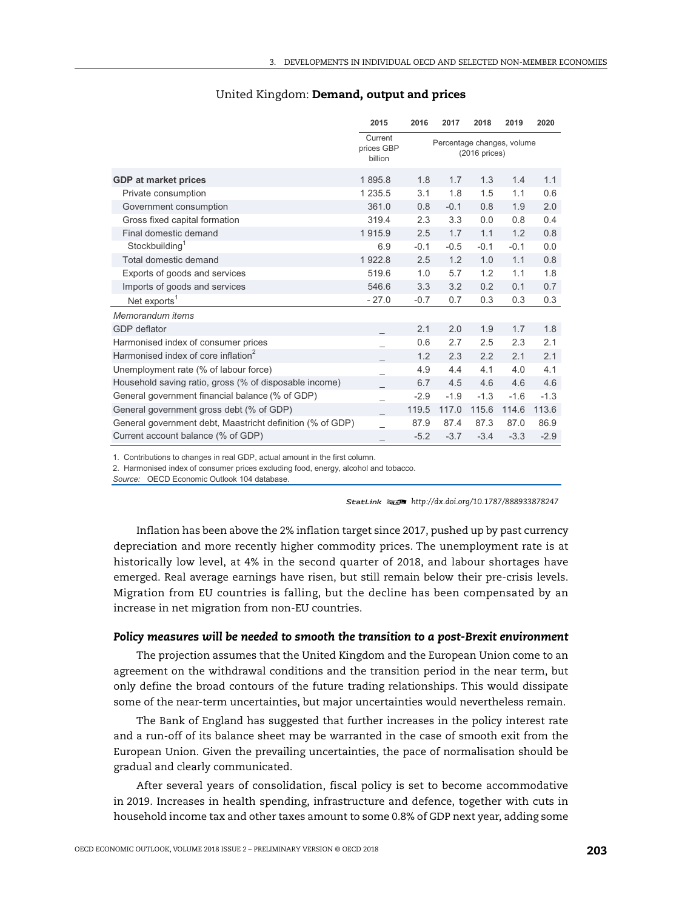## United Kingdom: **Demand, output and prices**

| | 2015 | 2016 | 2017 | 2018 | 2019 | 2020 |
|---|---|---|---|---|---|---|
| | Current prices GBP billion | Percentage changes, volume (2016 prices) | | | | |
| **GDP at market prices** | 1 895.8 | 1.8 | 1.7 | 1.3 | 1.4 | 1.1 |
| Private consumption | 1 235.5 | 3.1 | 1.8 | 1.5 | 1.1 | 0.6 |
| Government consumption | 361.0 | 0.8 | -0.1 | 0.8 | 1.9 | 2.0 |
| Gross fixed capital formation | 319.4 | 2.3 | 3.3 | 0.0 | 0.8 | 0.4 |
| Final domestic demand | 1 915.9 | 2.5 | 1.7 | 1.1 | 1.2 | 0.8 |
| Stockbuilding[1] | 6.9 | -0.1 | -0.5 | -0.1 | -0.1 | 0.0 |
| Total domestic demand | 1 922.8 | 2.5 | 1.2 | 1.0 | 1.1 | 0.8 |
| Exports of goods and services | 519.6 | 1.0 | 5.7 | 1.2 | 1.1 | 1.8 |
| Imports of goods and services | 546.6 | 3.3 | 3.2 | 0.2 | 0.1 | 0.7 |
| Net exports[1] | - 27.0 | -0.7 | 0.7 | 0.3 | 0.3 | 0.3 |
| *Memorandum items* | | | | | | |
| GDP deflator | _ | 2.1 | 2.0 | 1.9 | 1.7 | 1.8 |
| Harmonised index of consumer prices | _ | 0.6 | 2.7 | 2.5 | 2.3 | 2.1 |
| Harmonised index of core inflation[2] | _ | 1.2 | 2.3 | 2.2 | 2.1 | 2.1 |
| Unemployment rate (% of labour force) | _ | 4.9 | 4.4 | 4.1 | 4.0 | 4.1 |
| Household saving ratio, gross (% of disposable income) | _ | 6.7 | 4.5 | 4.6 | 4.6 | 4.6 |
| General government financial balance (% of GDP) | _ | -2.9 | -1.9 | -1.3 | -1.6 | -1.3 |
| General government gross debt (% of GDP) | _ | 119.5 | 117.0 | 115.6 | 114.6 | 113.6 |
| General government debt, Maastricht definition (% of GDP) | _ | 87.9 | 87.4 | 87.3 | 87.0 | 86.9 |
| Current account balance (% of GDP) | _ | -5.2 | -3.7 | -3.4 | -3.3 | -2.9 |

1. Contributions to changes in real GDP, actual amount in the first column.

2. Harmonised index of consumer prices excluding food, energy, alcohol and tobacco.

*Source:* OECD Economic Outlook 104 database.

StatLink http://dx.doi.org/10.1787/888933878247

Inflation has been above the 2% inflation target since 2017, pushed up by past currency depreciation and more recently higher commodity prices. The unemployment rate is at historically low level, at 4% in the second quarter of 2018, and labour shortages have emerged. Real average earnings have risen, but still remain below their pre-crisis levels. Migration from EU countries is falling, but the decline has been compensated by an increase in net migration from non-EU countries.

### *Policy measures will be needed to smooth the transition to a post-Brexit environment*

The projection assumes that the United Kingdom and the European Union come to an agreement on the withdrawal conditions and the transition period in the near term, but only define the broad contours of the future trading relationships. This would dissipate some of the near-term uncertainties, but major uncertainties would nevertheless remain.

The Bank of England has suggested that further increases in the policy interest rate and a run-off of its balance sheet may be warranted in the case of smooth exit from the European Union. Given the prevailing uncertainties, the pace of normalisation should be gradual and clearly communicated.

After several years of consolidation, fiscal policy is set to become accommodative in 2019. Increases in health spending, infrastructure and defence, together with cuts in household income tax and other taxes amount to some 0.8% of GDP next year, adding some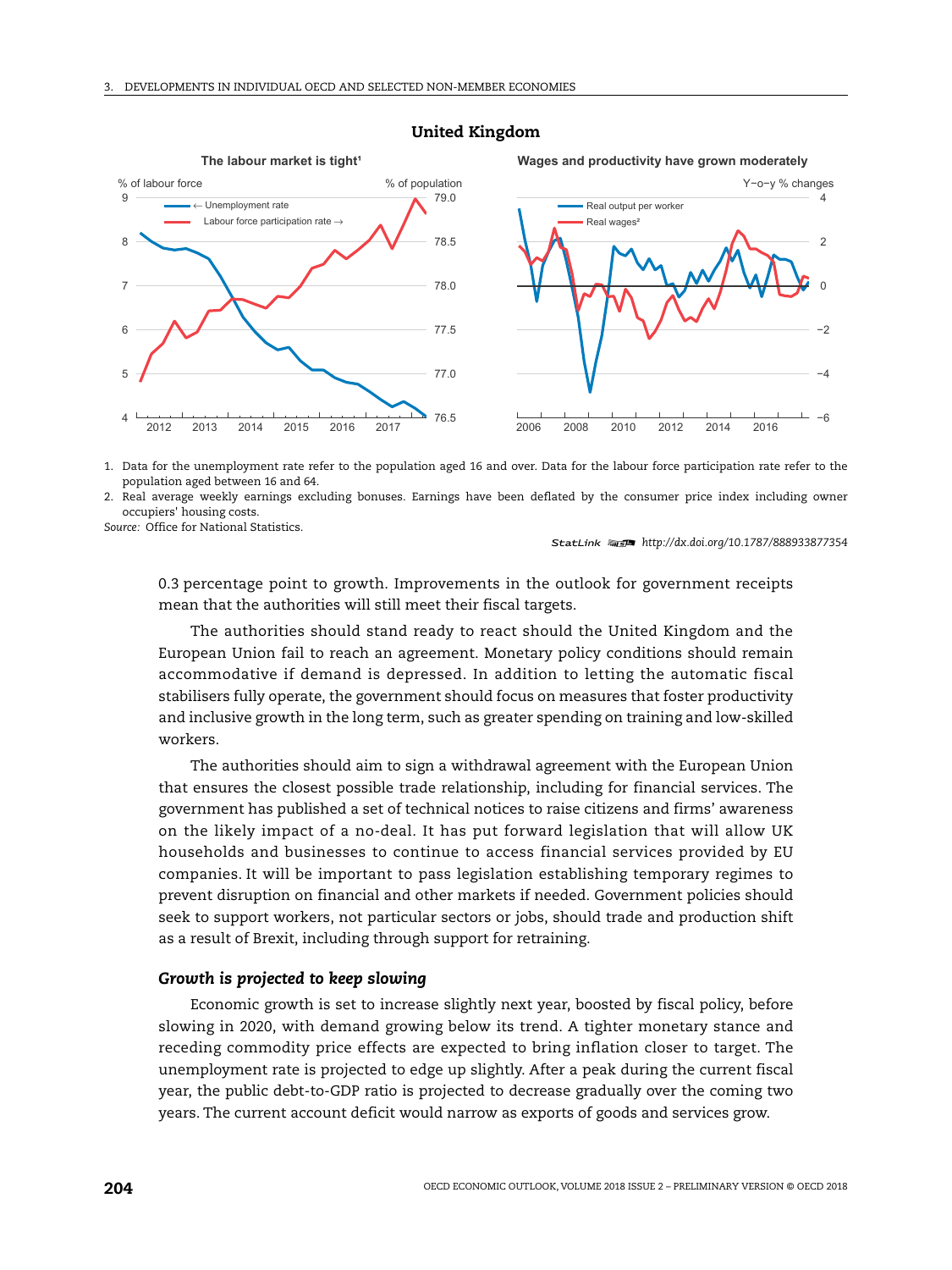## United Kingdom

The labour market is tight[1]

Wages and productivity have grown moderately

1. Data for the unemployment rate refer to the population aged 16 and over. Data for the labour force participation rate refer to the population aged between 16 and 64.
2. Real average weekly earnings excluding bonuses. Earnings have been deflated by the consumer price index including owner occupiers' housing costs.

*Source:* Office for National Statistics.

StatLink http://dx.doi.org/10.1787/888933877354

0.3 percentage point to growth. Improvements in the outlook for government receipts mean that the authorities will still meet their fiscal targets.

The authorities should stand ready to react should the United Kingdom and the European Union fail to reach an agreement. Monetary policy conditions should remain accommodative if demand is depressed. In addition to letting the automatic fiscal stabilisers fully operate, the government should focus on measures that foster productivity and inclusive growth in the long term, such as greater spending on training and low-skilled workers.

The authorities should aim to sign a withdrawal agreement with the European Union that ensures the closest possible trade relationship, including for financial services. The government has published a set of technical notices to raise citizens and firms' awareness on the likely impact of a no-deal. It has put forward legislation that will allow UK households and businesses to continue to access financial services provided by EU companies. It will be important to pass legislation establishing temporary regimes to prevent disruption on financial and other markets if needed. Government policies should seek to support workers, not particular sectors or jobs, should trade and production shift as a result of Brexit, including through support for retraining.

### *Growth is projected to keep slowing*

Economic growth is set to increase slightly next year, boosted by fiscal policy, before slowing in 2020, with demand growing below its trend. A tighter monetary stance and receding commodity price effects are expected to bring inflation closer to target. The unemployment rate is projected to edge up slightly. After a peak during the current fiscal year, the public debt-to-GDP ratio is projected to decrease gradually over the coming two years. The current account deficit would narrow as exports of goods and services grow.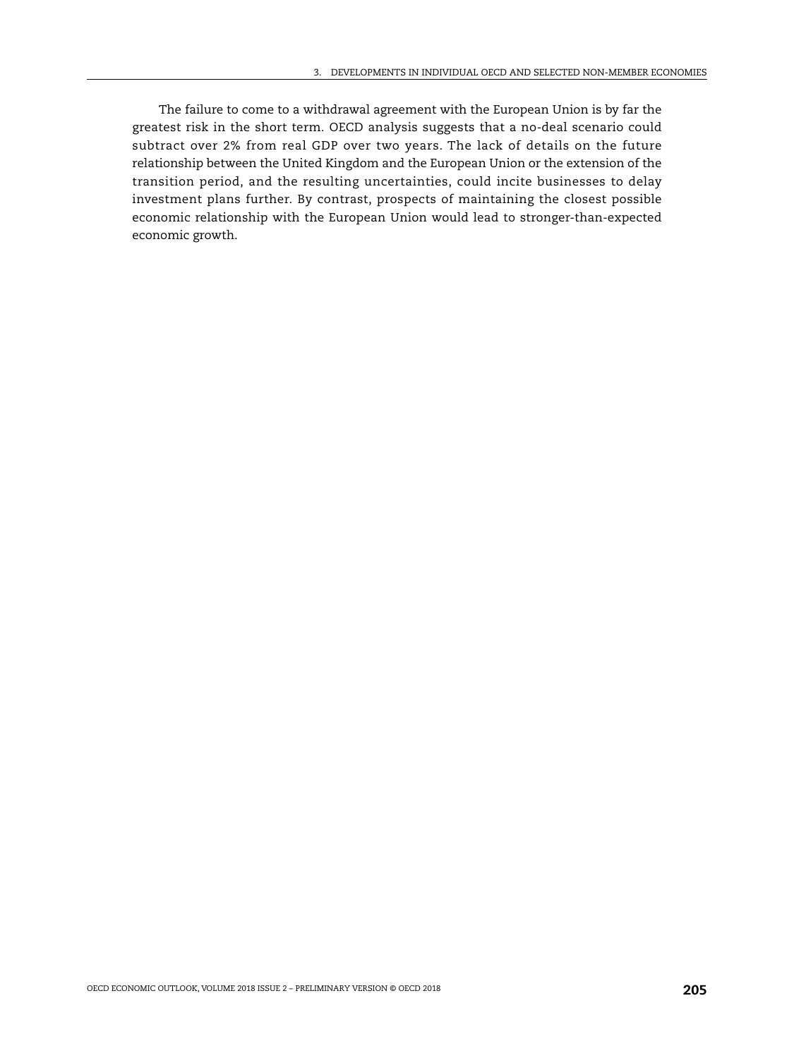The failure to come to a withdrawal agreement with the European Union is by far the greatest risk in the short term. OECD analysis suggests that a no-deal scenario could subtract over 2% from real GDP over two years. The lack of details on the future relationship between the United Kingdom and the European Union or the extension of the transition period, and the resulting uncertainties, could incite businesses to delay investment plans further. By contrast, prospects of maintaining the closest possible economic relationship with the European Union would lead to stronger-than-expected economic growth.